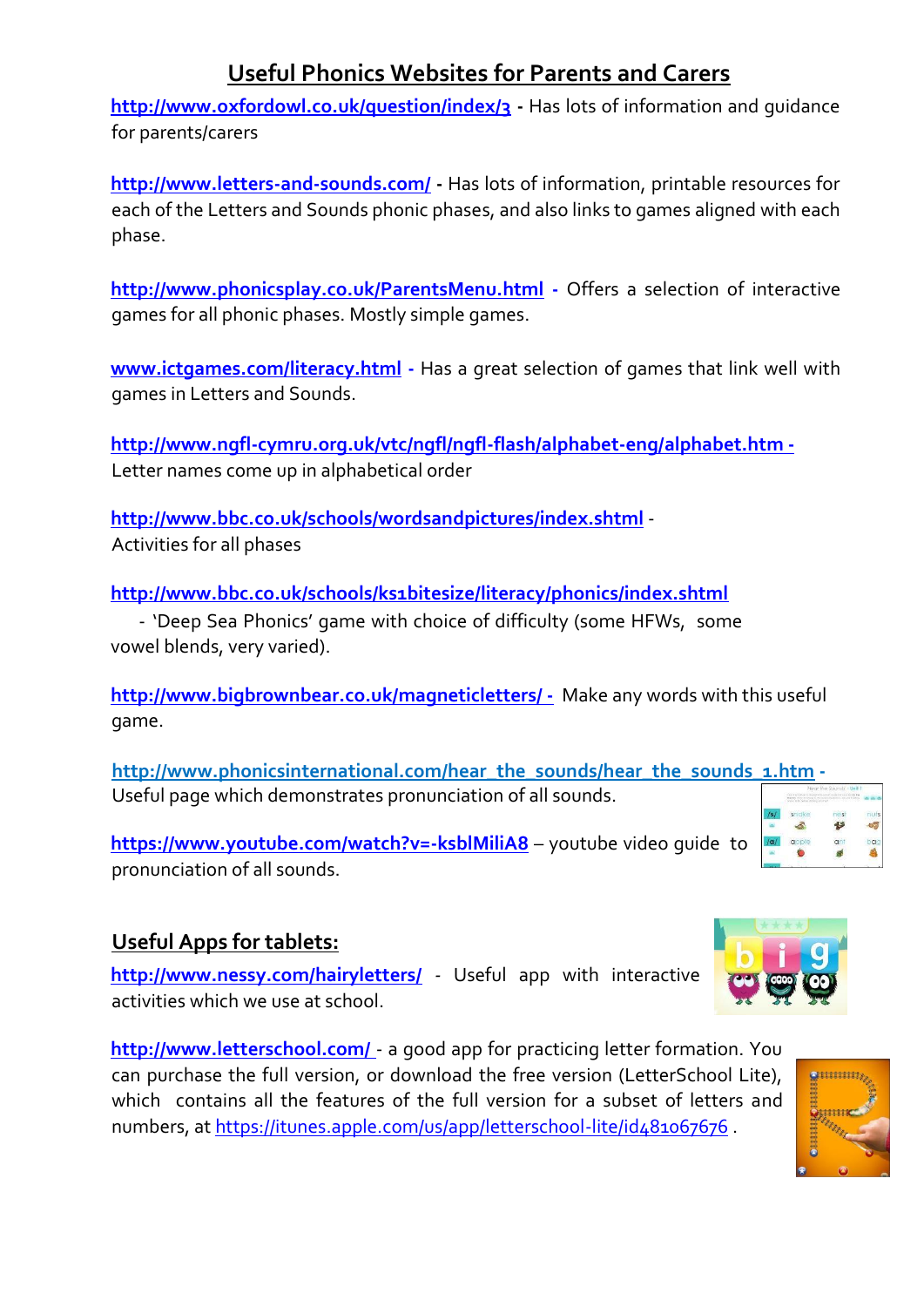# Useful Phonics Websites for Parents and Carers

**http://www.oxfordowl.co.uk/question/index/3 -** Has lots of information and guidance for parents/carers

**http://www.letters-and-sounds.com/ -** Has lots of information, printable resources for each of the Letters and Sounds phonic phases, and also links to games aligned with each phase.

**http://www.phonicsplay.co.uk/ParentsMenu.html -** Offers a selection of interactive games for all phonic phases. Mostly simple games.

**www.ictgames.com/literacy.html -** Has a great selection of games that link well with games in Letters and Sounds.

**http://www.ngfl-cymru.org.uk/vtc/ngfl/ngfl-flash/alphabet-eng/alphabet.htm -** Letter names come up in alphabetical order

**http://www.bbc.co.uk/schools/wordsandpictures/index.shtml** - Activities for all phases

**http://www.bbc.co.uk/schools/ks1bitesize/literacy/phonics/index.shtml**
- 'Deep Sea Phonics' game with choice of difficulty (some HFWs, some vowel blends, very varied).

**http://www.bigbrownbear.co.uk/magneticletters/ -** Make any words with this useful game.

**http://www.phonicsinternational.com/hear_the_sounds/hear_the_sounds_1.htm -** Useful page which demonstrates pronunciation of all sounds.

**https://www.youtube.com/watch?v=-ksblMiliA8** – youtube video guide to pronunciation of all sounds.

## Useful Apps for tablets:

**http://www.nessy.com/hairyletters/** - Useful app with interactive activities which we use at school.

**http://www.letterschool.com/** - a good app for practicing letter formation. You can purchase the full version, or download the free version (LetterSchool Lite), which contains all the features of the full version for a subset of letters and numbers, at https://itunes.apple.com/us/app/letterschool-lite/id481067676 .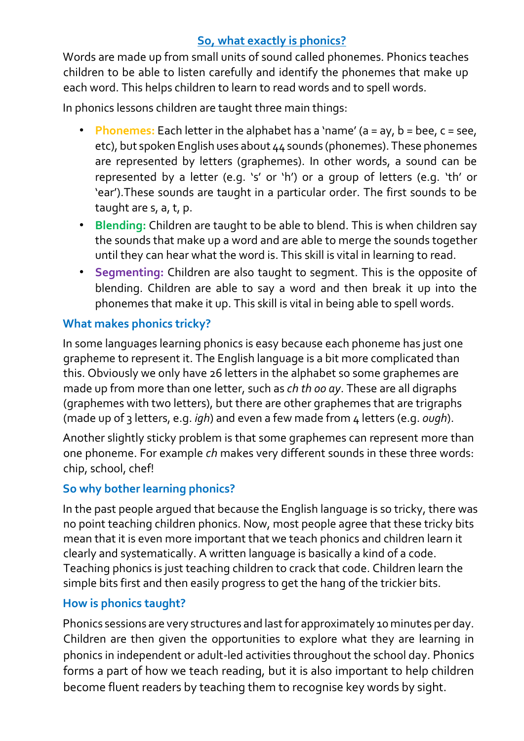## So, what exactly is phonics?

Words are made up from small units of sound called phonemes. Phonics teaches children to be able to listen carefully and identify the phonemes that make up each word. This helps children to learn to read words and to spell words.

In phonics lessons children are taught three main things:

- **Phonemes:** Each letter in the alphabet has a 'name' (a = ay, b = bee, c = see, etc), but spoken English uses about 44 sounds (phonemes). These phonemes are represented by letters (graphemes). In other words, a sound can be represented by a letter (e.g. 's' or 'h') or a group of letters (e.g. 'th' or 'ear').These sounds are taught in a particular order. The first sounds to be taught are s, a, t, p.
- **Blending:** Children are taught to be able to blend. This is when children say the sounds that make up a word and are able to merge the sounds together until they can hear what the word is. This skill is vital in learning to read.
- **Segmenting:** Children are also taught to segment. This is the opposite of blending. Children are able to say a word and then break it up into the phonemes that make it up. This skill is vital in being able to spell words.

### What makes phonics tricky?

In some languages learning phonics is easy because each phoneme has just one grapheme to represent it. The English language is a bit more complicated than this. Obviously we only have 26 letters in the alphabet so some graphemes are made up from more than one letter, such as *ch th oo ay*. These are all digraphs (graphemes with two letters), but there are other graphemes that are trigraphs (made up of 3 letters, e.g. *igh*) and even a few made from 4 letters (e.g. *ough*).

Another slightly sticky problem is that some graphemes can represent more than one phoneme. For example *ch* makes very different sounds in these three words: chip, school, chef!

### So why bother learning phonics?

In the past people argued that because the English language is so tricky, there was no point teaching children phonics. Now, most people agree that these tricky bits mean that it is even more important that we teach phonics and children learn it clearly and systematically. A written language is basically a kind of a code. Teaching phonics is just teaching children to crack that code. Children learn the simple bits first and then easily progress to get the hang of the trickier bits.

### How is phonics taught?

Phonics sessions are very structures and last for approximately 10 minutes per day. Children are then given the opportunities to explore what they are learning in phonics in independent or adult-led activities throughout the school day. Phonics forms a part of how we teach reading, but it is also important to help children become fluent readers by teaching them to recognise key words by sight.